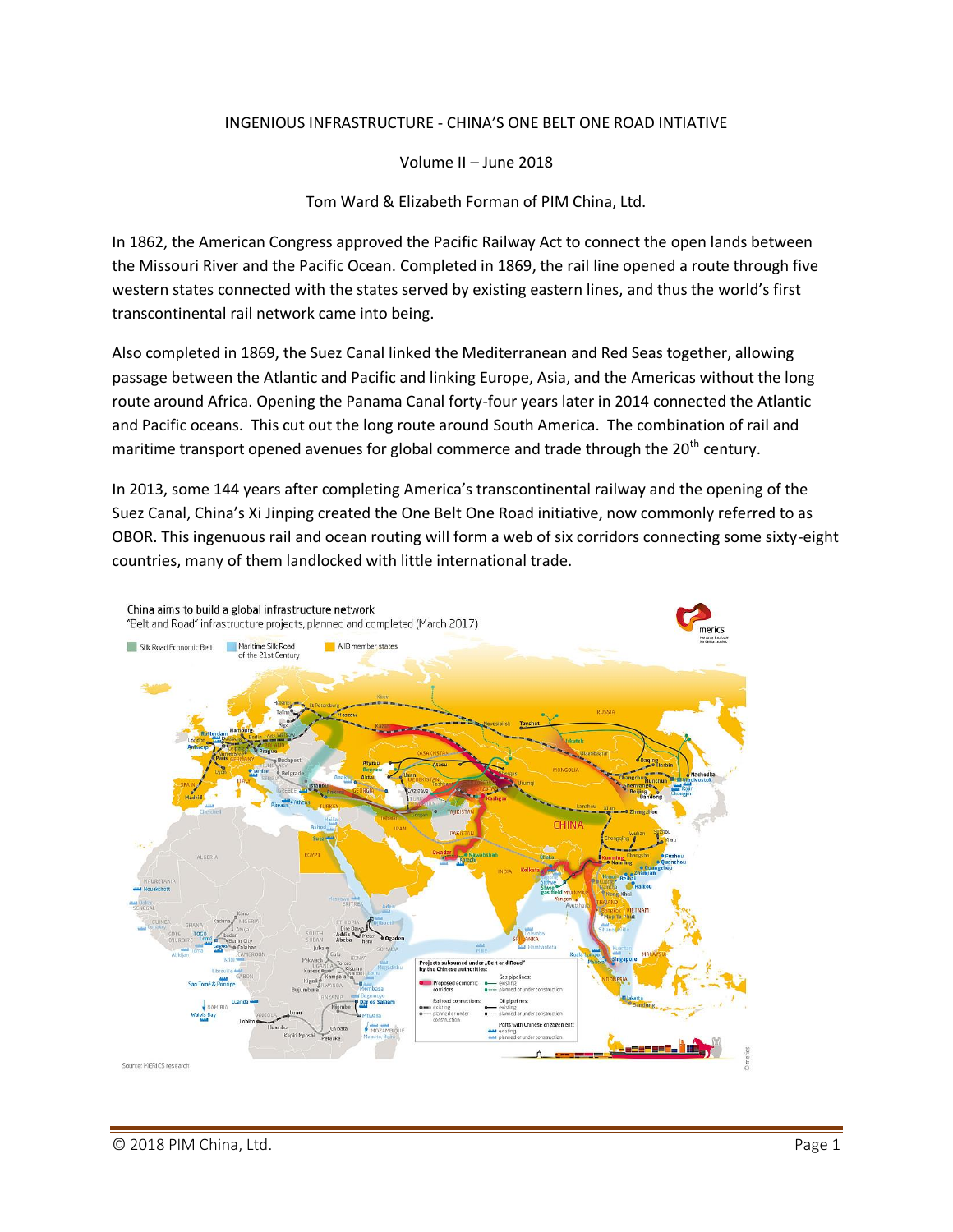INGENIOUS INFRASTRUCTURE - CHINA'S ONE BELT ONE ROAD INTIATIVE

Volume II – June 2018

Tom Ward & Elizabeth Forman of PIM China, Ltd.

In 1862, the American Congress approved the Pacific Railway Act to connect the open lands between the Missouri River and the Pacific Ocean. Completed in 1869, the rail line opened a route through five western states connected with the states served by existing eastern lines, and thus the world's first transcontinental rail network came into being.

Also completed in 1869, the Suez Canal linked the Mediterranean and Red Seas together, allowing passage between the Atlantic and Pacific and linking Europe, Asia, and the Americas without the long route around Africa. Opening the Panama Canal forty-four years later in 2014 connected the Atlantic and Pacific oceans. This cut out the long route around South America. The combination of rail and maritime transport opened avenues for global commerce and trade through the 20th century.

In 2013, some 144 years after completing America's transcontinental railway and the opening of the Suez Canal, China's Xi Jinping created the One Belt One Road initiative, now commonly referred to as OBOR. This ingenuous rail and ocean routing will form a web of six corridors connecting some sixty-eight countries, many of them landlocked with little international trade.

China aims to build a global infrastructure network
"Belt and Road" infrastructure projects, planned and completed (March 2017)

Source: MERICS research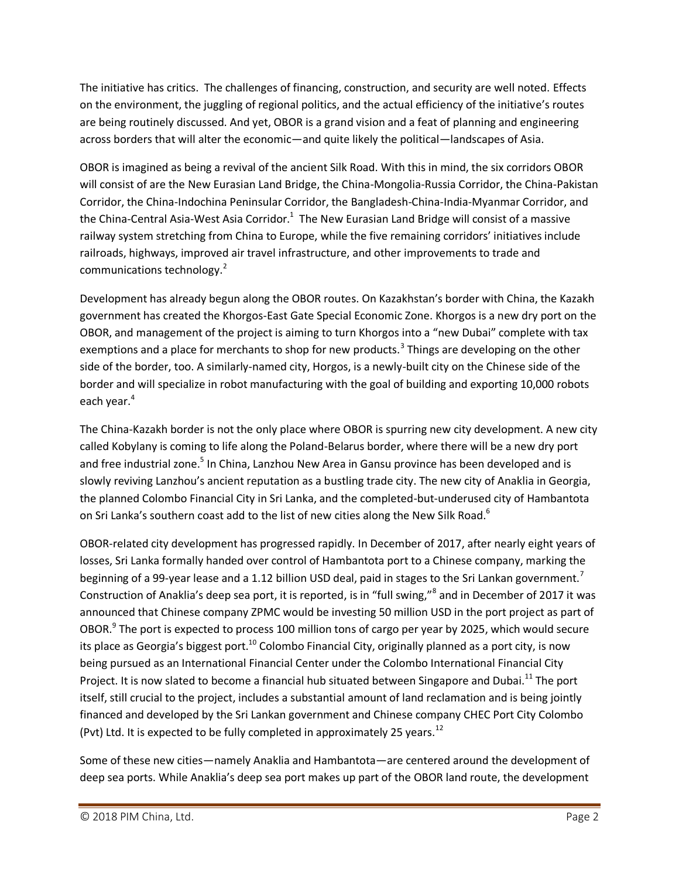The initiative has critics. The challenges of financing, construction, and security are well noted. Effects on the environment, the juggling of regional politics, and the actual efficiency of the initiative's routes are being routinely discussed. And yet, OBOR is a grand vision and a feat of planning and engineering across borders that will alter the economic—and quite likely the political—landscapes of Asia.

OBOR is imagined as being a revival of the ancient Silk Road. With this in mind, the six corridors OBOR will consist of are the New Eurasian Land Bridge, the China-Mongolia-Russia Corridor, the China-Pakistan Corridor, the China-Indochina Peninsular Corridor, the Bangladesh-China-India-Myanmar Corridor, and the China-Central Asia-West Asia Corridor.[1] The New Eurasian Land Bridge will consist of a massive railway system stretching from China to Europe, while the five remaining corridors' initiatives include railroads, highways, improved air travel infrastructure, and other improvements to trade and communications technology.[2]

Development has already begun along the OBOR routes. On Kazakhstan's border with China, the Kazakh government has created the Khorgos-East Gate Special Economic Zone. Khorgos is a new dry port on the OBOR, and management of the project is aiming to turn Khorgos into a "new Dubai" complete with tax exemptions and a place for merchants to shop for new products.[3] Things are developing on the other side of the border, too. A similarly-named city, Horgos, is a newly-built city on the Chinese side of the border and will specialize in robot manufacturing with the goal of building and exporting 10,000 robots each year.[4]

The China-Kazakh border is not the only place where OBOR is spurring new city development. A new city called Kobylany is coming to life along the Poland-Belarus border, where there will be a new dry port and free industrial zone.[5] In China, Lanzhou New Area in Gansu province has been developed and is slowly reviving Lanzhou's ancient reputation as a bustling trade city. The new city of Anaklia in Georgia, the planned Colombo Financial City in Sri Lanka, and the completed-but-underused city of Hambantota on Sri Lanka's southern coast add to the list of new cities along the New Silk Road.[6]

OBOR-related city development has progressed rapidly. In December of 2017, after nearly eight years of losses, Sri Lanka formally handed over control of Hambantota port to a Chinese company, marking the beginning of a 99-year lease and a 1.12 billion USD deal, paid in stages to the Sri Lankan government.[7] Construction of Anaklia's deep sea port, it is reported, is in "full swing,"[8] and in December of 2017 it was announced that Chinese company ZPMC would be investing 50 million USD in the port project as part of OBOR.[9] The port is expected to process 100 million tons of cargo per year by 2025, which would secure its place as Georgia's biggest port.[10] Colombo Financial City, originally planned as a port city, is now being pursued as an International Financial Center under the Colombo International Financial City Project. It is now slated to become a financial hub situated between Singapore and Dubai.[11] The port itself, still crucial to the project, includes a substantial amount of land reclamation and is being jointly financed and developed by the Sri Lankan government and Chinese company CHEC Port City Colombo (Pvt) Ltd. It is expected to be fully completed in approximately 25 years.[12]

Some of these new cities—namely Anaklia and Hambantota—are centered around the development of deep sea ports. While Anaklia's deep sea port makes up part of the OBOR land route, the development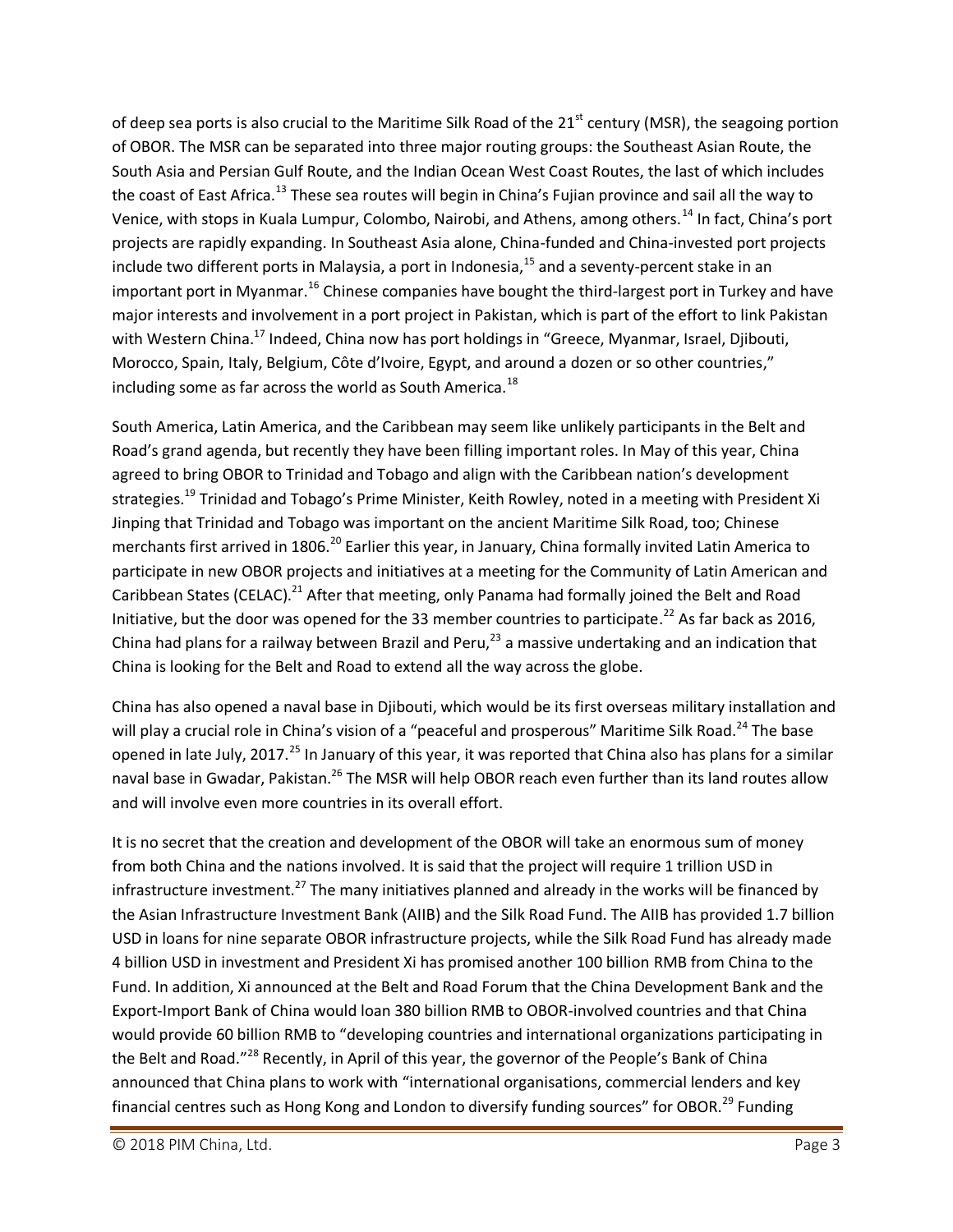of deep sea ports is also crucial to the Maritime Silk Road of the 21st century (MSR), the seagoing portion of OBOR. The MSR can be separated into three major routing groups: the Southeast Asian Route, the South Asia and Persian Gulf Route, and the Indian Ocean West Coast Routes, the last of which includes the coast of East Africa.[13] These sea routes will begin in China's Fujian province and sail all the way to Venice, with stops in Kuala Lumpur, Colombo, Nairobi, and Athens, among others.[14] In fact, China's port projects are rapidly expanding. In Southeast Asia alone, China-funded and China-invested port projects include two different ports in Malaysia, a port in Indonesia,[15] and a seventy-percent stake in an important port in Myanmar.[16] Chinese companies have bought the third-largest port in Turkey and have major interests and involvement in a port project in Pakistan, which is part of the effort to link Pakistan with Western China.[17] Indeed, China now has port holdings in "Greece, Myanmar, Israel, Djibouti, Morocco, Spain, Italy, Belgium, Côte d'Ivoire, Egypt, and around a dozen or so other countries," including some as far across the world as South America.[18]

South America, Latin America, and the Caribbean may seem like unlikely participants in the Belt and Road's grand agenda, but recently they have been filling important roles. In May of this year, China agreed to bring OBOR to Trinidad and Tobago and align with the Caribbean nation's development strategies.[19] Trinidad and Tobago's Prime Minister, Keith Rowley, noted in a meeting with President Xi Jinping that Trinidad and Tobago was important on the ancient Maritime Silk Road, too; Chinese merchants first arrived in 1806.[20] Earlier this year, in January, China formally invited Latin America to participate in new OBOR projects and initiatives at a meeting for the Community of Latin American and Caribbean States (CELAC).[21] After that meeting, only Panama had formally joined the Belt and Road Initiative, but the door was opened for the 33 member countries to participate.[22] As far back as 2016, China had plans for a railway between Brazil and Peru,[23] a massive undertaking and an indication that China is looking for the Belt and Road to extend all the way across the globe.

China has also opened a naval base in Djibouti, which would be its first overseas military installation and will play a crucial role in China's vision of a "peaceful and prosperous" Maritime Silk Road.[24] The base opened in late July, 2017.[25] In January of this year, it was reported that China also has plans for a similar naval base in Gwadar, Pakistan.[26] The MSR will help OBOR reach even further than its land routes allow and will involve even more countries in its overall effort.

It is no secret that the creation and development of the OBOR will take an enormous sum of money from both China and the nations involved. It is said that the project will require 1 trillion USD in infrastructure investment.[27] The many initiatives planned and already in the works will be financed by the Asian Infrastructure Investment Bank (AIIB) and the Silk Road Fund. The AIIB has provided 1.7 billion USD in loans for nine separate OBOR infrastructure projects, while the Silk Road Fund has already made 4 billion USD in investment and President Xi has promised another 100 billion RMB from China to the Fund. In addition, Xi announced at the Belt and Road Forum that the China Development Bank and the Export-Import Bank of China would loan 380 billion RMB to OBOR-involved countries and that China would provide 60 billion RMB to "developing countries and international organizations participating in the Belt and Road."[28] Recently, in April of this year, the governor of the People's Bank of China announced that China plans to work with "international organisations, commercial lenders and key financial centres such as Hong Kong and London to diversify funding sources" for OBOR.[29] Funding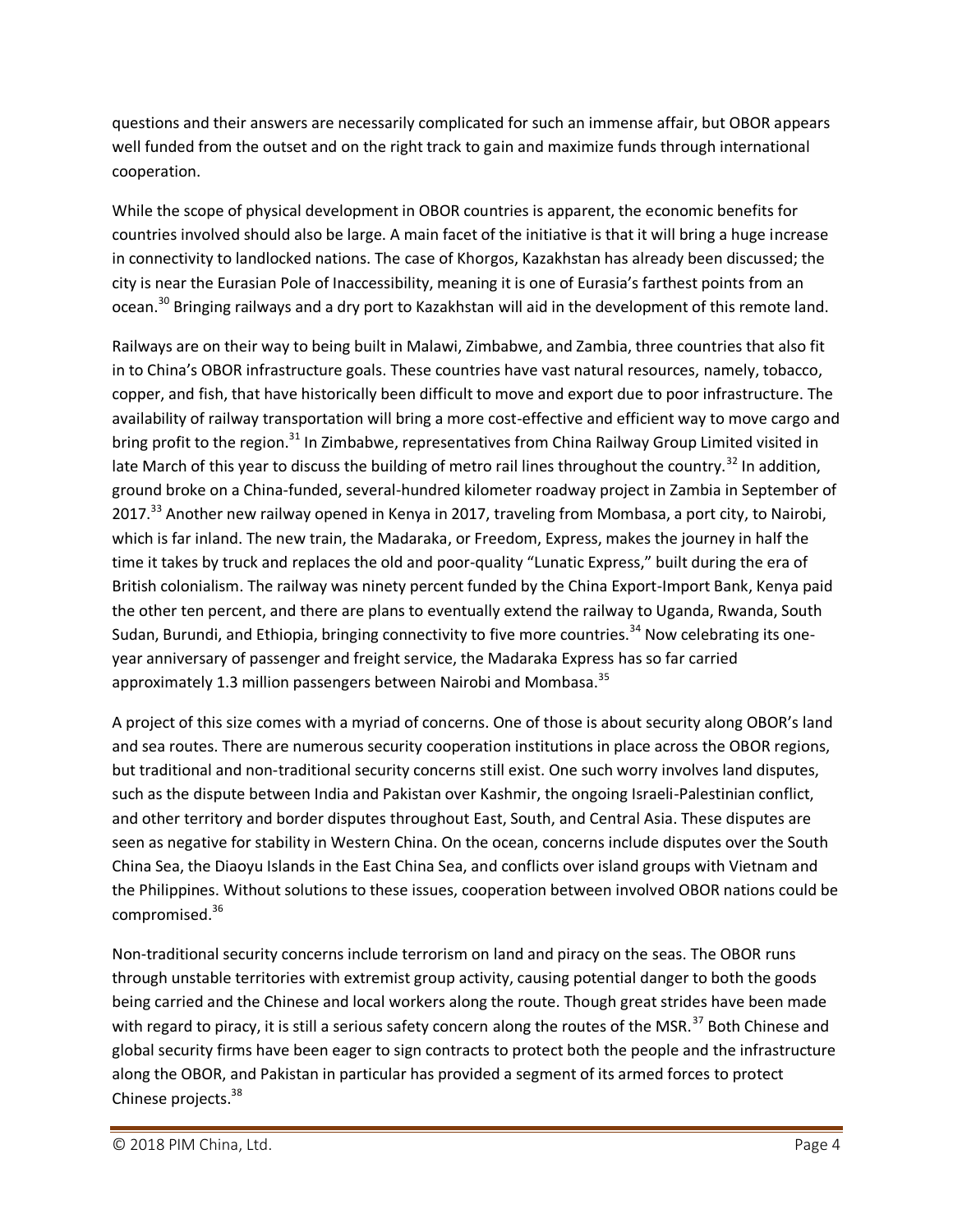questions and their answers are necessarily complicated for such an immense affair, but OBOR appears well funded from the outset and on the right track to gain and maximize funds through international cooperation.

While the scope of physical development in OBOR countries is apparent, the economic benefits for countries involved should also be large. A main facet of the initiative is that it will bring a huge increase in connectivity to landlocked nations. The case of Khorgos, Kazakhstan has already been discussed; the city is near the Eurasian Pole of Inaccessibility, meaning it is one of Eurasia's farthest points from an ocean.[30] Bringing railways and a dry port to Kazakhstan will aid in the development of this remote land.

Railways are on their way to being built in Malawi, Zimbabwe, and Zambia, three countries that also fit in to China's OBOR infrastructure goals. These countries have vast natural resources, namely, tobacco, copper, and fish, that have historically been difficult to move and export due to poor infrastructure. The availability of railway transportation will bring a more cost-effective and efficient way to move cargo and bring profit to the region.[31] In Zimbabwe, representatives from China Railway Group Limited visited in late March of this year to discuss the building of metro rail lines throughout the country.[32] In addition, ground broke on a China-funded, several-hundred kilometer roadway project in Zambia in September of 2017.[33] Another new railway opened in Kenya in 2017, traveling from Mombasa, a port city, to Nairobi, which is far inland. The new train, the Madaraka, or Freedom, Express, makes the journey in half the time it takes by truck and replaces the old and poor-quality "Lunatic Express," built during the era of British colonialism. The railway was ninety percent funded by the China Export-Import Bank, Kenya paid the other ten percent, and there are plans to eventually extend the railway to Uganda, Rwanda, South Sudan, Burundi, and Ethiopia, bringing connectivity to five more countries.[34] Now celebrating its one-year anniversary of passenger and freight service, the Madaraka Express has so far carried approximately 1.3 million passengers between Nairobi and Mombasa.[35]

A project of this size comes with a myriad of concerns. One of those is about security along OBOR's land and sea routes. There are numerous security cooperation institutions in place across the OBOR regions, but traditional and non-traditional security concerns still exist. One such worry involves land disputes, such as the dispute between India and Pakistan over Kashmir, the ongoing Israeli-Palestinian conflict, and other territory and border disputes throughout East, South, and Central Asia. These disputes are seen as negative for stability in Western China. On the ocean, concerns include disputes over the South China Sea, the Diaoyu Islands in the East China Sea, and conflicts over island groups with Vietnam and the Philippines. Without solutions to these issues, cooperation between involved OBOR nations could be compromised.[36]

Non-traditional security concerns include terrorism on land and piracy on the seas. The OBOR runs through unstable territories with extremist group activity, causing potential danger to both the goods being carried and the Chinese and local workers along the route. Though great strides have been made with regard to piracy, it is still a serious safety concern along the routes of the MSR.[37] Both Chinese and global security firms have been eager to sign contracts to protect both the people and the infrastructure along the OBOR, and Pakistan in particular has provided a segment of its armed forces to protect Chinese projects.[38]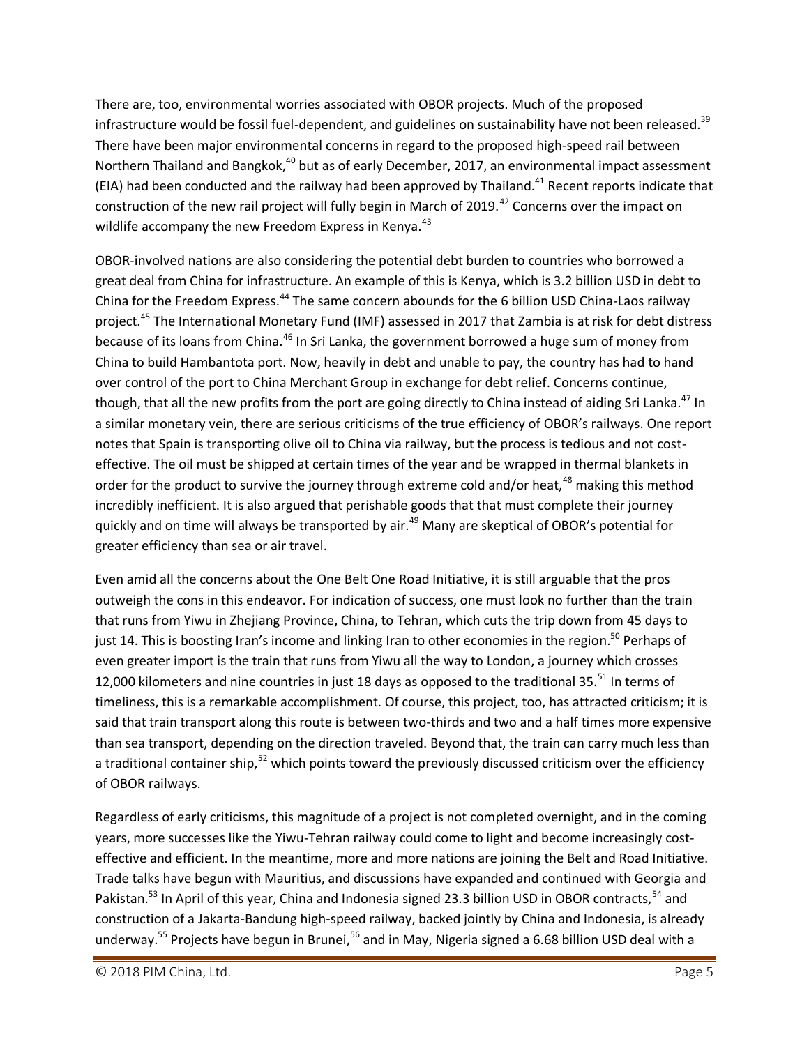There are, too, environmental worries associated with OBOR projects. Much of the proposed infrastructure would be fossil fuel-dependent, and guidelines on sustainability have not been released.[39] There have been major environmental concerns in regard to the proposed high-speed rail between Northern Thailand and Bangkok,[40] but as of early December, 2017, an environmental impact assessment (EIA) had been conducted and the railway had been approved by Thailand.[41] Recent reports indicate that construction of the new rail project will fully begin in March of 2019.[42] Concerns over the impact on wildlife accompany the new Freedom Express in Kenya.[43]

OBOR-involved nations are also considering the potential debt burden to countries who borrowed a great deal from China for infrastructure. An example of this is Kenya, which is 3.2 billion USD in debt to China for the Freedom Express.[44] The same concern abounds for the 6 billion USD China-Laos railway project.[45] The International Monetary Fund (IMF) assessed in 2017 that Zambia is at risk for debt distress because of its loans from China.[46] In Sri Lanka, the government borrowed a huge sum of money from China to build Hambantota port. Now, heavily in debt and unable to pay, the country has had to hand over control of the port to China Merchant Group in exchange for debt relief. Concerns continue, though, that all the new profits from the port are going directly to China instead of aiding Sri Lanka.[47] In a similar monetary vein, there are serious criticisms of the true efficiency of OBOR's railways. One report notes that Spain is transporting olive oil to China via railway, but the process is tedious and not cost-effective. The oil must be shipped at certain times of the year and be wrapped in thermal blankets in order for the product to survive the journey through extreme cold and/or heat,[48] making this method incredibly inefficient. It is also argued that perishable goods that that must complete their journey quickly and on time will always be transported by air.[49] Many are skeptical of OBOR's potential for greater efficiency than sea or air travel.

Even amid all the concerns about the One Belt One Road Initiative, it is still arguable that the pros outweigh the cons in this endeavor. For indication of success, one must look no further than the train that runs from Yiwu in Zhejiang Province, China, to Tehran, which cuts the trip down from 45 days to just 14. This is boosting Iran's income and linking Iran to other economies in the region.[50] Perhaps of even greater import is the train that runs from Yiwu all the way to London, a journey which crosses 12,000 kilometers and nine countries in just 18 days as opposed to the traditional 35.[51] In terms of timeliness, this is a remarkable accomplishment. Of course, this project, too, has attracted criticism; it is said that train transport along this route is between two-thirds and two and a half times more expensive than sea transport, depending on the direction traveled. Beyond that, the train can carry much less than a traditional container ship,[52] which points toward the previously discussed criticism over the efficiency of OBOR railways.

Regardless of early criticisms, this magnitude of a project is not completed overnight, and in the coming years, more successes like the Yiwu-Tehran railway could come to light and become increasingly cost-effective and efficient. In the meantime, more and more nations are joining the Belt and Road Initiative. Trade talks have begun with Mauritius, and discussions have expanded and continued with Georgia and Pakistan.[53] In April of this year, China and Indonesia signed 23.3 billion USD in OBOR contracts,[54] and construction of a Jakarta-Bandung high-speed railway, backed jointly by China and Indonesia, is already underway.[55] Projects have begun in Brunei,[56] and in May, Nigeria signed a 6.68 billion USD deal with a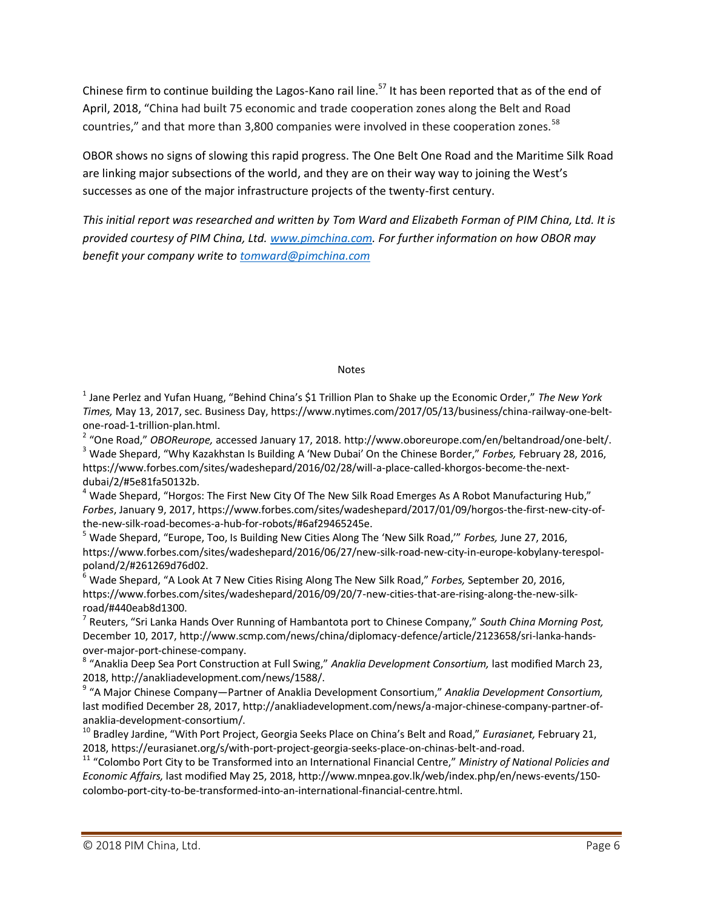Chinese firm to continue building the Lagos-Kano rail line.[57] It has been reported that as of the end of April, 2018, "China had built 75 economic and trade cooperation zones along the Belt and Road countries," and that more than 3,800 companies were involved in these cooperation zones.[58]

OBOR shows no signs of slowing this rapid progress. The One Belt One Road and the Maritime Silk Road are linking major subsections of the world, and they are on their way way to joining the West's successes as one of the major infrastructure projects of the twenty-first century.

*This initial report was researched and written by Tom Ward and Elizabeth Forman of PIM China, Ltd. It is provided courtesy of PIM China, Ltd. [www.pimchina.com](http://www.pimchina.com). For further information on how OBOR may benefit your company write to [tomward@pimchina.com](mailto:tomward@pimchina.com)*

Notes

[1] Jane Perlez and Yufan Huang, "Behind China's $1 Trillion Plan to Shake up the Economic Order," *The New York Times,* May 13, 2017, sec. Business Day, https://www.nytimes.com/2017/05/13/business/china-railway-one-belt-one-road-1-trillion-plan.html.

[2] "One Road," *OBOReurope,* accessed January 17, 2018. http://www.oboreurope.com/en/beltandroad/one-belt/.

[3] Wade Shepard, "Why Kazakhstan Is Building A 'New Dubai' On the Chinese Border," *Forbes,* February 28, 2016, https://www.forbes.com/sites/wadeshepard/2016/02/28/will-a-place-called-khorgos-become-the-next-dubai/2/#5e81fa50132b.

[4] Wade Shepard, "Horgos: The First New City Of The New Silk Road Emerges As A Robot Manufacturing Hub," *Forbes*, January 9, 2017, https://www.forbes.com/sites/wadeshepard/2017/01/09/horgos-the-first-new-city-of-the-new-silk-road-becomes-a-hub-for-robots/#6af29465245e.

[5] Wade Shepard, "Europe, Too, Is Building New Cities Along The 'New Silk Road,'" *Forbes,* June 27, 2016, https://www.forbes.com/sites/wadeshepard/2016/06/27/new-silk-road-new-city-in-europe-kobylany-terespol-poland/2/#261269d76d02.

[6] Wade Shepard, "A Look At 7 New Cities Rising Along The New Silk Road," *Forbes,* September 20, 2016, https://www.forbes.com/sites/wadeshepard/2016/09/20/7-new-cities-that-are-rising-along-the-new-silk-road/#440eab8d1300.

[7] Reuters, "Sri Lanka Hands Over Running of Hambantota port to Chinese Company," *South China Morning Post,* December 10, 2017, http://www.scmp.com/news/china/diplomacy-defence/article/2123658/sri-lanka-hands-over-major-port-chinese-company.

[8] "Anaklia Deep Sea Port Construction at Full Swing," *Anaklia Development Consortium,* last modified March 23, 2018, http://anakliadevelopment.com/news/1588/.

[9] "A Major Chinese Company—Partner of Anaklia Development Consortium," *Anaklia Development Consortium,* last modified December 28, 2017, http://anakliadevelopment.com/news/a-major-chinese-company-partner-of-anaklia-development-consortium/.

[10] Bradley Jardine, "With Port Project, Georgia Seeks Place on China's Belt and Road," *Eurasianet,* February 21, 2018, https://eurasianet.org/s/with-port-project-georgia-seeks-place-on-chinas-belt-and-road.

[11] "Colombo Port City to be Transformed into an International Financial Centre," *Ministry of National Policies and Economic Affairs,* last modified May 25, 2018, http://www.mnpea.gov.lk/web/index.php/en/news-events/150-colombo-port-city-to-be-transformed-into-an-international-financial-centre.html.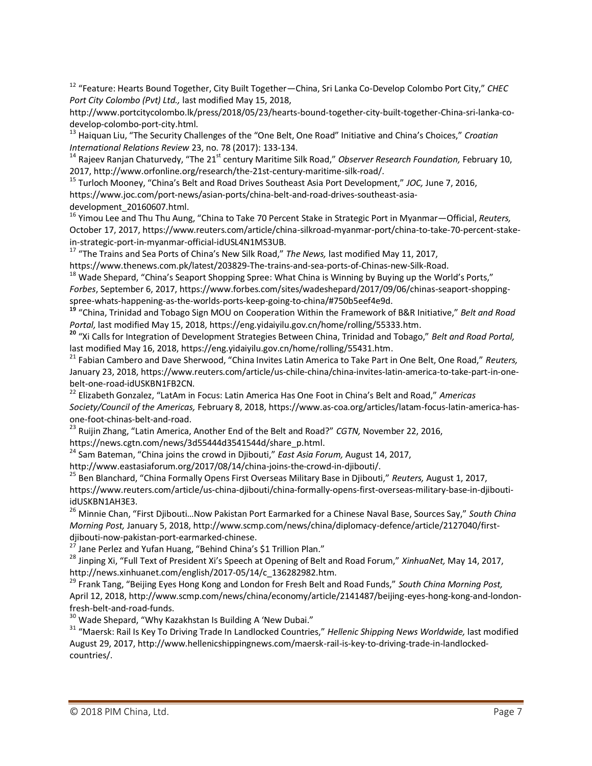[12] "Feature: Hearts Bound Together, City Built Together—China, Sri Lanka Co-Develop Colombo Port City," *CHEC Port City Colombo (Pvt) Ltd.,* last modified May 15, 2018, http://www.portcitycolombo.lk/press/2018/05/23/hearts-bound-together-city-built-together-China-sri-lanka-co-develop-colombo-port-city.html.

[13] Haiquan Liu, "The Security Challenges of the "One Belt, One Road" Initiative and China's Choices," *Croatian International Relations Review* 23, no. 78 (2017): 133-134.

[14] Rajeev Ranjan Chaturvedy, "The 21st century Maritime Silk Road," *Observer Research Foundation,* February 10, 2017, http://www.orfonline.org/research/the-21st-century-maritime-silk-road/.

[15] Turloch Mooney, "China's Belt and Road Drives Southeast Asia Port Development," *JOC,* June 7, 2016, https://www.joc.com/port-news/asian-ports/china-belt-and-road-drives-southeast-asia-development_20160607.html.

[16] Yimou Lee and Thu Thu Aung, "China to Take 70 Percent Stake in Strategic Port in Myanmar—Official, *Reuters,* October 17, 2017, https://www.reuters.com/article/china-silkroad-myanmar-port/china-to-take-70-percent-stake-in-strategic-port-in-myanmar-official-idUSL4N1MS3UB.

[17] "The Trains and Sea Ports of China's New Silk Road," *The News,* last modified May 11, 2017, https://www.thenews.com.pk/latest/203829-The-trains-and-sea-ports-of-Chinas-new-Silk-Road.

[18] Wade Shepard, "China's Seaport Shopping Spree: What China is Winning by Buying up the World's Ports," *Forbes*, September 6, 2017, https://www.forbes.com/sites/wadeshepard/2017/09/06/chinas-seaport-shopping-spree-whats-happening-as-the-worlds-ports-keep-going-to-china/#750b5eef4e9d.

[19] "China, Trinidad and Tobago Sign MOU on Cooperation Within the Framework of B&R Initiative," *Belt and Road Portal,* last modified May 15, 2018, https://eng.yidaiyilu.gov.cn/home/rolling/55333.htm.

[20] "Xi Calls for Integration of Development Strategies Between China, Trinidad and Tobago," *Belt and Road Portal,* last modified May 16, 2018, https://eng.yidaiyilu.gov.cn/home/rolling/55431.htm.

[21] Fabian Cambero and Dave Sherwood, "China Invites Latin America to Take Part in One Belt, One Road," *Reuters,* January 23, 2018, https://www.reuters.com/article/us-chile-china/china-invites-latin-america-to-take-part-in-one-belt-one-road-idUSKBN1FB2CN.

[22] Elizabeth Gonzalez, "LatAm in Focus: Latin America Has One Foot in China's Belt and Road," *Americas Society/Council of the Americas,* February 8, 2018, https://www.as-coa.org/articles/latam-focus-latin-america-has-one-foot-chinas-belt-and-road.

[23] Ruijin Zhang, "Latin America, Another End of the Belt and Road?" *CGTN,* November 22, 2016, https://news.cgtn.com/news/3d55444d3541544d/share_p.html.

[24] Sam Bateman, "China joins the crowd in Djibouti," *East Asia Forum,* August 14, 2017, http://www.eastasiaforum.org/2017/08/14/china-joins-the-crowd-in-djibouti/.

[25] Ben Blanchard, "China Formally Opens First Overseas Military Base in Djibouti," *Reuters,* August 1, 2017, https://www.reuters.com/article/us-china-djibouti/china-formally-opens-first-overseas-military-base-in-djibouti-idUSKBN1AH3E3.

[26] Minnie Chan, "First Djibouti…Now Pakistan Port Earmarked for a Chinese Naval Base, Sources Say," *South China Morning Post,* January 5, 2018, http://www.scmp.com/news/china/diplomacy-defence/article/2127040/first-djibouti-now-pakistan-port-earmarked-chinese.

[27] Jane Perlez and Yufan Huang, "Behind China's $1 Trillion Plan."

[28] Jinping Xi, "Full Text of President Xi's Speech at Opening of Belt and Road Forum," *XinhuaNet,* May 14, 2017, http://news.xinhuanet.com/english/2017-05/14/c_136282982.htm.

[29] Frank Tang, "Beijing Eyes Hong Kong and London for Fresh Belt and Road Funds," *South China Morning Post,* April 12, 2018, http://www.scmp.com/news/china/economy/article/2141487/beijing-eyes-hong-kong-and-london-fresh-belt-and-road-funds.

[30] Wade Shepard, "Why Kazakhstan Is Building A 'New Dubai."

[31] "Maersk: Rail Is Key To Driving Trade In Landlocked Countries," *Hellenic Shipping News Worldwide,* last modified August 29, 2017, http://www.hellenicshippingnews.com/maersk-rail-is-key-to-driving-trade-in-landlocked-countries/.

© 2018 PIM China, Ltd.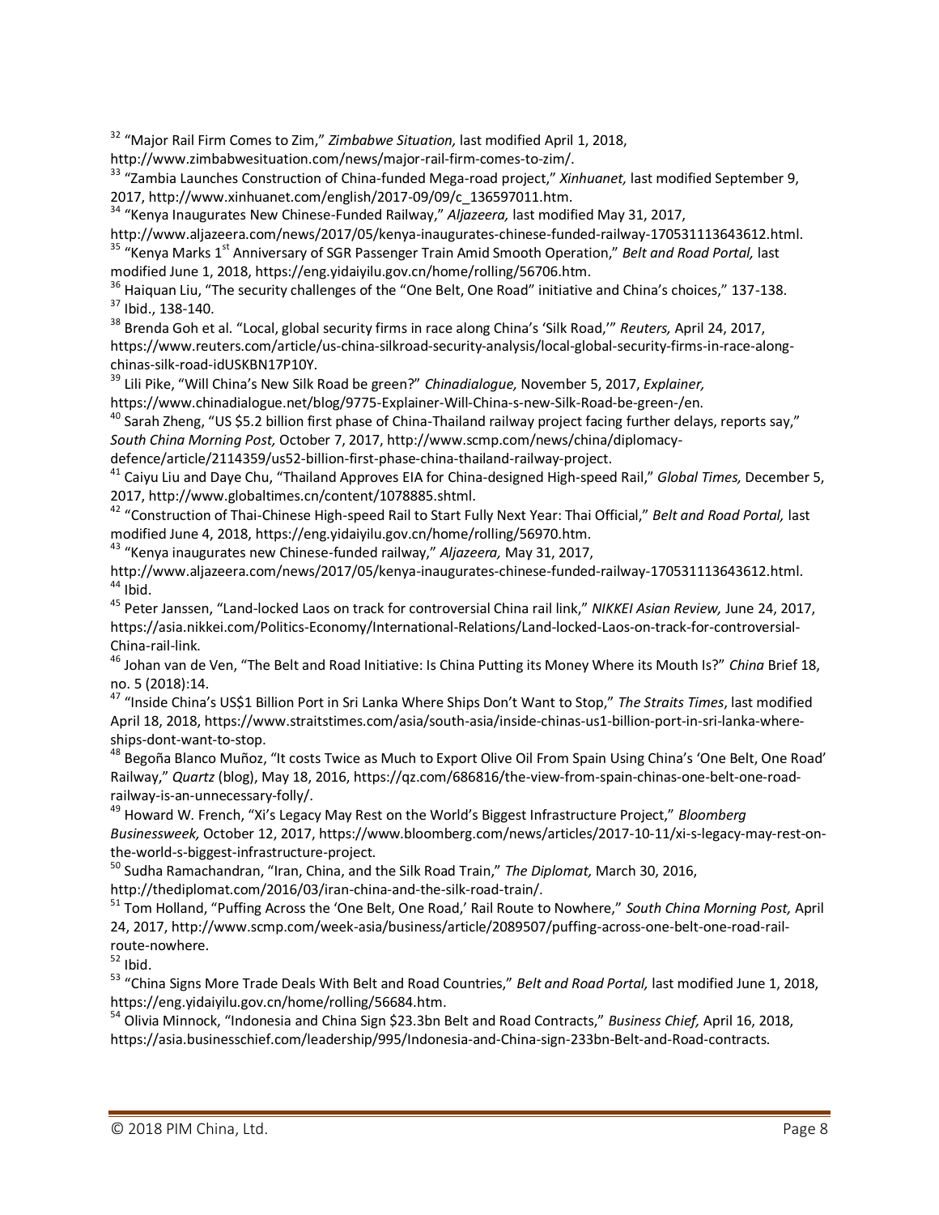[32] "Major Rail Firm Comes to Zim," *Zimbabwe Situation,* last modified April 1, 2018, http://www.zimbabwesituation.com/news/major-rail-firm-comes-to-zim/.

[33] "Zambia Launches Construction of China-funded Mega-road project," *Xinhuanet,* last modified September 9, 2017, http://www.xinhuanet.com/english/2017-09/09/c_136597011.htm.

[34] "Kenya Inaugurates New Chinese-Funded Railway," *Aljazeera,* last modified May 31, 2017, http://www.aljazeera.com/news/2017/05/kenya-inaugurates-chinese-funded-railway-170531113643612.html.

[35] "Kenya Marks 1st Anniversary of SGR Passenger Train Amid Smooth Operation," *Belt and Road Portal,* last modified June 1, 2018, https://eng.yidaiyilu.gov.cn/home/rolling/56706.htm.

[36] Haiquan Liu, "The security challenges of the "One Belt, One Road" initiative and China's choices," 137-138.

[37] Ibid., 138-140.

[38] Brenda Goh et al. "Local, global security firms in race along China's 'Silk Road,'" *Reuters,* April 24, 2017, https://www.reuters.com/article/us-china-silkroad-security-analysis/local-global-security-firms-in-race-along-chinas-silk-road-idUSKBN17P10Y.

[39] Lili Pike, "Will China's New Silk Road be green?" *Chinadialogue,* November 5, 2017, *Explainer,* https://www.chinadialogue.net/blog/9775-Explainer-Will-China-s-new-Silk-Road-be-green-/en.

[40] Sarah Zheng, "US $5.2 billion first phase of China-Thailand railway project facing further delays, reports say," *South China Morning Post,* October 7, 2017, http://www.scmp.com/news/china/diplomacy-defence/article/2114359/us52-billion-first-phase-china-thailand-railway-project.

[41] Caiyu Liu and Daye Chu, "Thailand Approves EIA for China-designed High-speed Rail," *Global Times,* December 5, 2017, http://www.globaltimes.cn/content/1078885.shtml.

[42] "Construction of Thai-Chinese High-speed Rail to Start Fully Next Year: Thai Official," *Belt and Road Portal,* last modified June 4, 2018, https://eng.yidaiyilu.gov.cn/home/rolling/56970.htm.

[43] "Kenya inaugurates new Chinese-funded railway," *Aljazeera,* May 31, 2017, http://www.aljazeera.com/news/2017/05/kenya-inaugurates-chinese-funded-railway-170531113643612.html.

[44] Ibid.

[45] Peter Janssen, "Land-locked Laos on track for controversial China rail link," *NIKKEI Asian Review,* June 24, 2017, https://asia.nikkei.com/Politics-Economy/International-Relations/Land-locked-Laos-on-track-for-controversial-China-rail-link.

[46] Johan van de Ven, "The Belt and Road Initiative: Is China Putting its Money Where its Mouth Is?" *China* Brief 18, no. 5 (2018):14.

[47] "Inside China's US$1 Billion Port in Sri Lanka Where Ships Don't Want to Stop," *The Straits Times*, last modified April 18, 2018, https://www.straitstimes.com/asia/south-asia/inside-chinas-us1-billion-port-in-sri-lanka-where-ships-dont-want-to-stop.

[48] Begoña Blanco Muñoz, "It costs Twice as Much to Export Olive Oil From Spain Using China's 'One Belt, One Road' Railway," *Quartz* (blog), May 18, 2016, https://qz.com/686816/the-view-from-spain-chinas-one-belt-one-road-railway-is-an-unnecessary-folly/.

[49] Howard W. French, "Xi's Legacy May Rest on the World's Biggest Infrastructure Project," *Bloomberg Businessweek,* October 12, 2017, https://www.bloomberg.com/news/articles/2017-10-11/xi-s-legacy-may-rest-on-the-world-s-biggest-infrastructure-project.

[50] Sudha Ramachandran, "Iran, China, and the Silk Road Train," *The Diplomat,* March 30, 2016, http://thediplomat.com/2016/03/iran-china-and-the-silk-road-train/.

[51] Tom Holland, "Puffing Across the 'One Belt, One Road,' Rail Route to Nowhere," *South China Morning Post,* April 24, 2017, http://www.scmp.com/week-asia/business/article/2089507/puffing-across-one-belt-one-road-rail-route-nowhere.

[52] Ibid.

[53] "China Signs More Trade Deals With Belt and Road Countries," *Belt and Road Portal,* last modified June 1, 2018, https://eng.yidaiyilu.gov.cn/home/rolling/56684.htm.

[54] Olivia Minnock, "Indonesia and China Sign $23.3bn Belt and Road Contracts," *Business Chief,* April 16, 2018, https://asia.businesschief.com/leadership/995/Indonesia-and-China-sign-233bn-Belt-and-Road-contracts.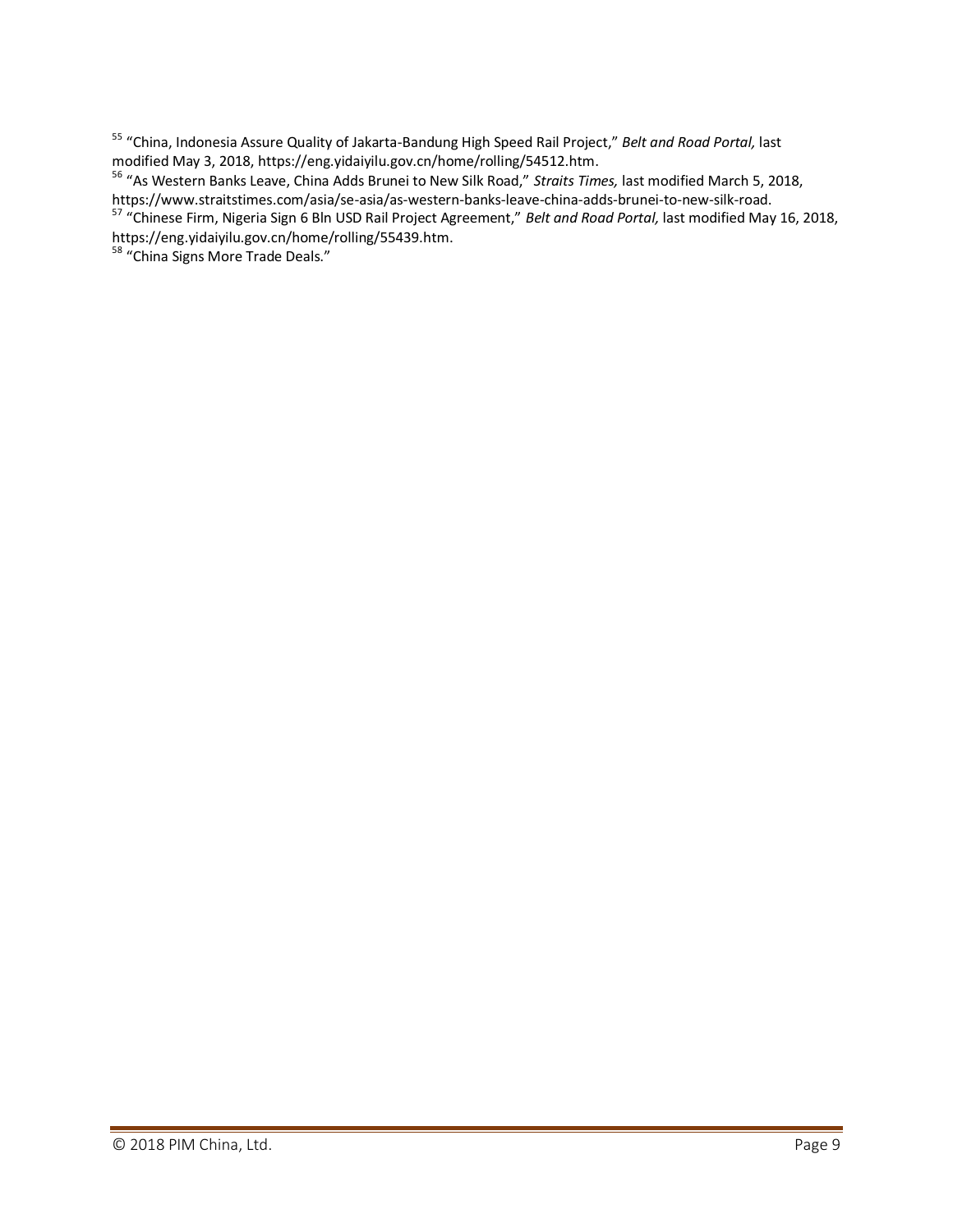[55] "China, Indonesia Assure Quality of Jakarta-Bandung High Speed Rail Project," *Belt and Road Portal,* last modified May 3, 2018, https://eng.yidaiyilu.gov.cn/home/rolling/54512.htm.

[56] "As Western Banks Leave, China Adds Brunei to New Silk Road," *Straits Times,* last modified March 5, 2018, https://www.straitstimes.com/asia/se-asia/as-western-banks-leave-china-adds-brunei-to-new-silk-road.

[57] "Chinese Firm, Nigeria Sign 6 Bln USD Rail Project Agreement," *Belt and Road Portal,* last modified May 16, 2018, https://eng.yidaiyilu.gov.cn/home/rolling/55439.htm.

[58] "China Signs More Trade Deals."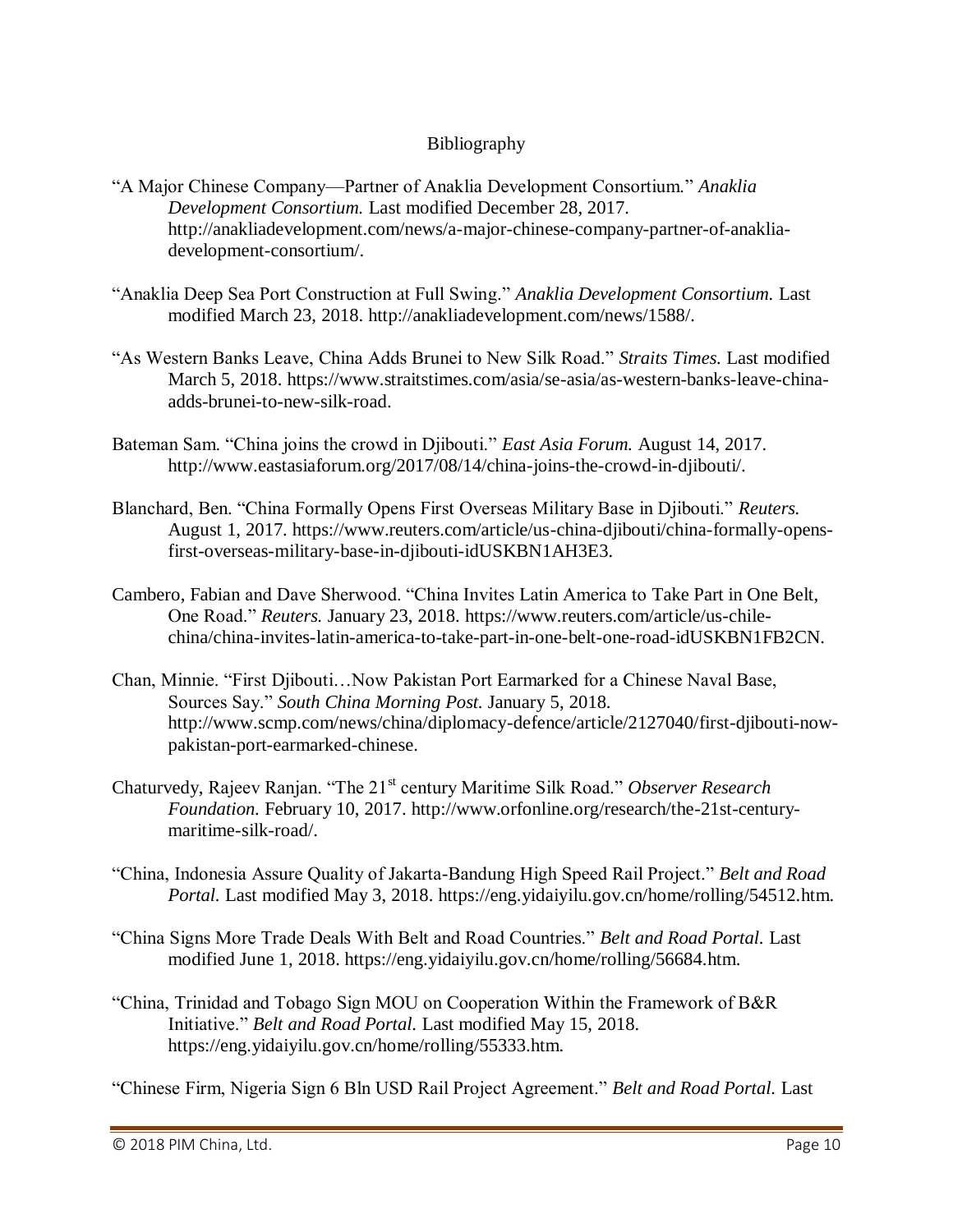# Bibliography

"A Major Chinese Company—Partner of Anaklia Development Consortium." *Anaklia Development Consortium.* Last modified December 28, 2017. http://anakliadevelopment.com/news/a-major-chinese-company-partner-of-anaklia-development-consortium/.

"Anaklia Deep Sea Port Construction at Full Swing." *Anaklia Development Consortium.* Last modified March 23, 2018. http://anakliadevelopment.com/news/1588/.

"As Western Banks Leave, China Adds Brunei to New Silk Road." *Straits Times.* Last modified March 5, 2018. https://www.straitstimes.com/asia/se-asia/as-western-banks-leave-china-adds-brunei-to-new-silk-road.

Bateman Sam. "China joins the crowd in Djibouti." *East Asia Forum.* August 14, 2017. http://www.eastasiaforum.org/2017/08/14/china-joins-the-crowd-in-djibouti/.

Blanchard, Ben. "China Formally Opens First Overseas Military Base in Djibouti." *Reuters.* August 1, 2017. https://www.reuters.com/article/us-china-djibouti/china-formally-opens-first-overseas-military-base-in-djibouti-idUSKBN1AH3E3.

Cambero, Fabian and Dave Sherwood. "China Invites Latin America to Take Part in One Belt, One Road." *Reuters.* January 23, 2018. https://www.reuters.com/article/us-chile-china/china-invites-latin-america-to-take-part-in-one-belt-one-road-idUSKBN1FB2CN.

Chan, Minnie. "First Djibouti…Now Pakistan Port Earmarked for a Chinese Naval Base, Sources Say." *South China Morning Post.* January 5, 2018. http://www.scmp.com/news/china/diplomacy-defence/article/2127040/first-djibouti-now-pakistan-port-earmarked-chinese.

Chaturvedy, Rajeev Ranjan. "The 21st century Maritime Silk Road." *Observer Research Foundation.* February 10, 2017. http://www.orfonline.org/research/the-21st-century-maritime-silk-road/.

"China, Indonesia Assure Quality of Jakarta-Bandung High Speed Rail Project." *Belt and Road Portal.* Last modified May 3, 2018. https://eng.yidaiyilu.gov.cn/home/rolling/54512.htm.

"China Signs More Trade Deals With Belt and Road Countries." *Belt and Road Portal.* Last modified June 1, 2018. https://eng.yidaiyilu.gov.cn/home/rolling/56684.htm.

"China, Trinidad and Tobago Sign MOU on Cooperation Within the Framework of B&R Initiative." *Belt and Road Portal.* Last modified May 15, 2018. https://eng.yidaiyilu.gov.cn/home/rolling/55333.htm.

"Chinese Firm, Nigeria Sign 6 Bln USD Rail Project Agreement." *Belt and Road Portal.* Last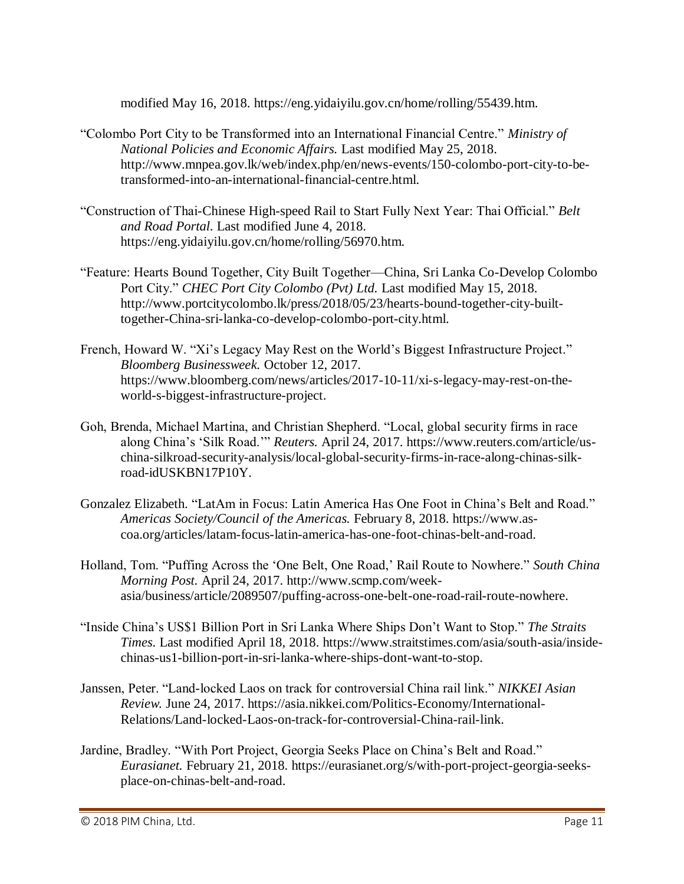modified May 16, 2018. https://eng.yidaiyilu.gov.cn/home/rolling/55439.htm.

"Colombo Port City to be Transformed into an International Financial Centre." *Ministry of National Policies and Economic Affairs.* Last modified May 25, 2018. http://www.mnpea.gov.lk/web/index.php/en/news-events/150-colombo-port-city-to-be-transformed-into-an-international-financial-centre.html.

"Construction of Thai-Chinese High-speed Rail to Start Fully Next Year: Thai Official." *Belt and Road Portal.* Last modified June 4, 2018. https://eng.yidaiyilu.gov.cn/home/rolling/56970.htm.

"Feature: Hearts Bound Together, City Built Together—China, Sri Lanka Co-Develop Colombo Port City." *CHEC Port City Colombo (Pvt) Ltd.* Last modified May 15, 2018. http://www.portcitycolombo.lk/press/2018/05/23/hearts-bound-together-city-built-together-China-sri-lanka-co-develop-colombo-port-city.html.

French, Howard W. "Xi's Legacy May Rest on the World's Biggest Infrastructure Project." *Bloomberg Businessweek.* October 12, 2017. https://www.bloomberg.com/news/articles/2017-10-11/xi-s-legacy-may-rest-on-the-world-s-biggest-infrastructure-project.

Goh, Brenda, Michael Martina, and Christian Shepherd. "Local, global security firms in race along China's 'Silk Road.'" *Reuters.* April 24, 2017. https://www.reuters.com/article/us-china-silkroad-security-analysis/local-global-security-firms-in-race-along-chinas-silk-road-idUSKBN17P10Y.

Gonzalez Elizabeth. "LatAm in Focus: Latin America Has One Foot in China's Belt and Road." *Americas Society/Council of the Americas.* February 8, 2018. https://www.as-coa.org/articles/latam-focus-latin-america-has-one-foot-chinas-belt-and-road.

Holland, Tom. "Puffing Across the 'One Belt, One Road,' Rail Route to Nowhere." *South China Morning Post.* April 24, 2017. http://www.scmp.com/week-asia/business/article/2089507/puffing-across-one-belt-one-road-rail-route-nowhere.

"Inside China's US$1 Billion Port in Sri Lanka Where Ships Don't Want to Stop." *The Straits Times.* Last modified April 18, 2018. https://www.straitstimes.com/asia/south-asia/inside-chinas-us1-billion-port-in-sri-lanka-where-ships-dont-want-to-stop.

Janssen, Peter. "Land-locked Laos on track for controversial China rail link." *NIKKEI Asian Review.* June 24, 2017. https://asia.nikkei.com/Politics-Economy/International-Relations/Land-locked-Laos-on-track-for-controversial-China-rail-link.

Jardine, Bradley. "With Port Project, Georgia Seeks Place on China's Belt and Road." *Eurasianet.* February 21, 2018. https://eurasianet.org/s/with-port-project-georgia-seeks-place-on-chinas-belt-and-road.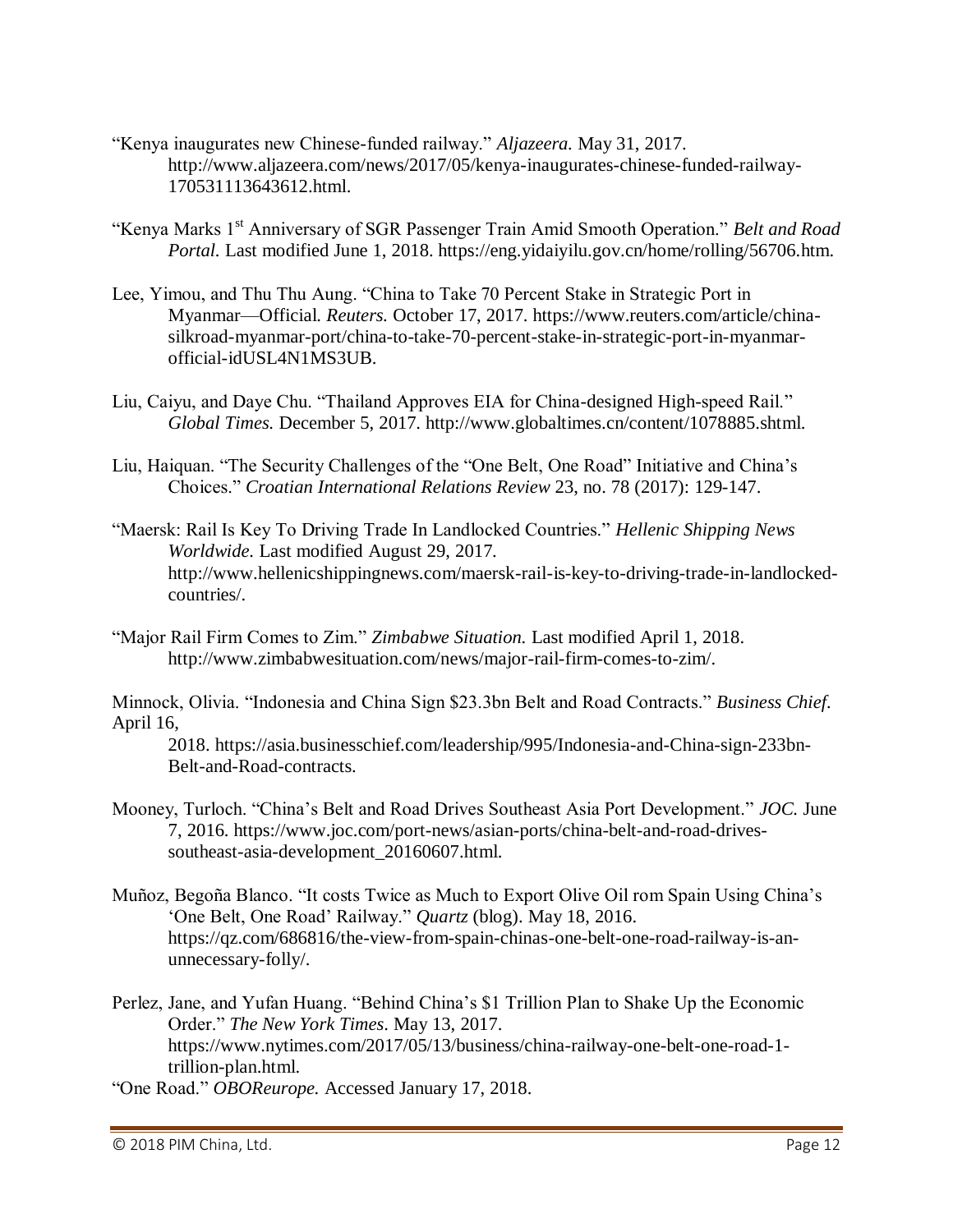"Kenya inaugurates new Chinese-funded railway." *Aljazeera.* May 31, 2017. http://www.aljazeera.com/news/2017/05/kenya-inaugurates-chinese-funded-railway-170531113643612.html.

"Kenya Marks 1st Anniversary of SGR Passenger Train Amid Smooth Operation." *Belt and Road Portal.* Last modified June 1, 2018. https://eng.yidaiyilu.gov.cn/home/rolling/56706.htm.

Lee, Yimou, and Thu Thu Aung. "China to Take 70 Percent Stake in Strategic Port in Myanmar—Official. *Reuters.* October 17, 2017. https://www.reuters.com/article/china-silkroad-myanmar-port/china-to-take-70-percent-stake-in-strategic-port-in-myanmar-official-idUSL4N1MS3UB.

Liu, Caiyu, and Daye Chu. "Thailand Approves EIA for China-designed High-speed Rail." *Global Times.* December 5, 2017. http://www.globaltimes.cn/content/1078885.shtml.

Liu, Haiquan. "The Security Challenges of the "One Belt, One Road" Initiative and China's Choices." *Croatian International Relations Review* 23, no. 78 (2017): 129-147.

"Maersk: Rail Is Key To Driving Trade In Landlocked Countries." *Hellenic Shipping News Worldwide.* Last modified August 29, 2017. http://www.hellenicshippingnews.com/maersk-rail-is-key-to-driving-trade-in-landlocked-countries/.

"Major Rail Firm Comes to Zim." *Zimbabwe Situation.* Last modified April 1, 2018. http://www.zimbabwesituation.com/news/major-rail-firm-comes-to-zim/.

Minnock, Olivia. "Indonesia and China Sign $23.3bn Belt and Road Contracts." *Business Chief.* April 16, 2018. https://asia.businesschief.com/leadership/995/Indonesia-and-China-sign-233bn-Belt-and-Road-contracts.

Mooney, Turloch. "China's Belt and Road Drives Southeast Asia Port Development." *JOC.* June 7, 2016. https://www.joc.com/port-news/asian-ports/china-belt-and-road-drives-southeast-asia-development_20160607.html.

Muñoz, Begoña Blanco. "It costs Twice as Much to Export Olive Oil rom Spain Using China's 'One Belt, One Road' Railway." *Quartz* (blog). May 18, 2016. https://qz.com/686816/the-view-from-spain-chinas-one-belt-one-road-railway-is-an-unnecessary-folly/.

Perlez, Jane, and Yufan Huang. "Behind China's $1 Trillion Plan to Shake Up the Economic Order." *The New York Times.* May 13, 2017. https://www.nytimes.com/2017/05/13/business/china-railway-one-belt-one-road-1-trillion-plan.html.

"One Road." *OBOReurope.* Accessed January 17, 2018.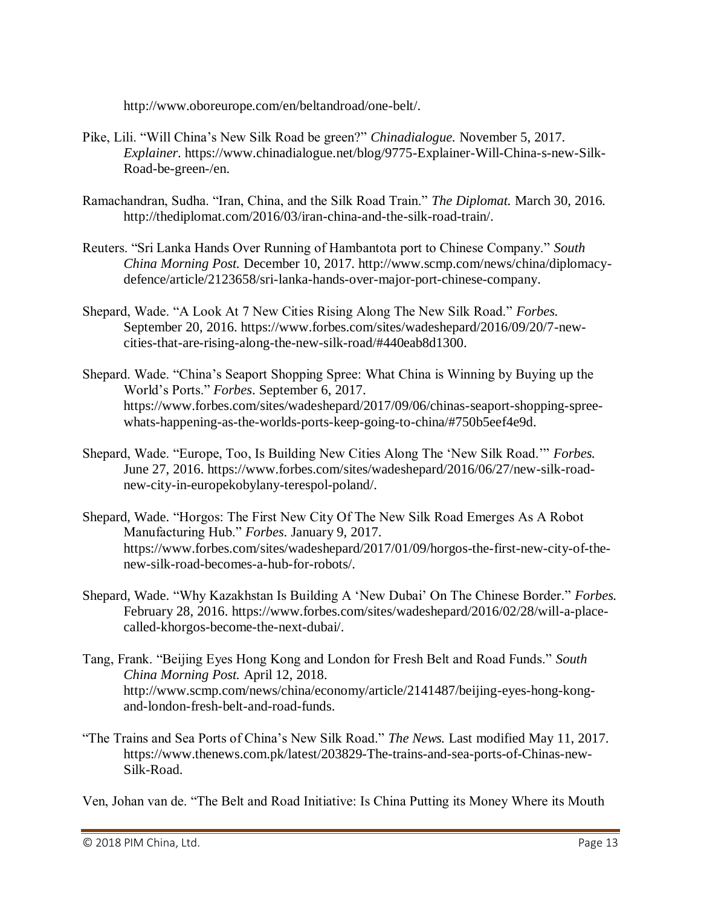http://www.oboreurope.com/en/beltandroad/one-belt/.

Pike, Lili. "Will China's New Silk Road be green?" *Chinadialogue.* November 5, 2017. *Explainer.* https://www.chinadialogue.net/blog/9775-Explainer-Will-China-s-new-Silk-Road-be-green-/en.

Ramachandran, Sudha. "Iran, China, and the Silk Road Train." *The Diplomat.* March 30, 2016. http://thediplomat.com/2016/03/iran-china-and-the-silk-road-train/.

Reuters. "Sri Lanka Hands Over Running of Hambantota port to Chinese Company." *South China Morning Post.* December 10, 2017. http://www.scmp.com/news/china/diplomacy-defence/article/2123658/sri-lanka-hands-over-major-port-chinese-company.

Shepard, Wade. "A Look At 7 New Cities Rising Along The New Silk Road." *Forbes.* September 20, 2016. https://www.forbes.com/sites/wadeshepard/2016/09/20/7-new-cities-that-are-rising-along-the-new-silk-road/#440eab8d1300.

Shepard. Wade. "China's Seaport Shopping Spree: What China is Winning by Buying up the World's Ports." *Forbes*. September 6, 2017. https://www.forbes.com/sites/wadeshepard/2017/09/06/chinas-seaport-shopping-spree-whats-happening-as-the-worlds-ports-keep-going-to-china/#750b5eef4e9d.

Shepard, Wade. "Europe, Too, Is Building New Cities Along The 'New Silk Road.'" *Forbes.* June 27, 2016. https://www.forbes.com/sites/wadeshepard/2016/06/27/new-silk-road-new-city-in-europekobylany-terespol-poland/.

Shepard, Wade. "Horgos: The First New City Of The New Silk Road Emerges As A Robot Manufacturing Hub." *Forbes.* January 9, 2017. https://www.forbes.com/sites/wadeshepard/2017/01/09/horgos-the-first-new-city-of-the-new-silk-road-becomes-a-hub-for-robots/.

Shepard, Wade. "Why Kazakhstan Is Building A 'New Dubai' On The Chinese Border." *Forbes.* February 28, 2016. https://www.forbes.com/sites/wadeshepard/2016/02/28/will-a-place-called-khorgos-become-the-next-dubai/.

Tang, Frank. "Beijing Eyes Hong Kong and London for Fresh Belt and Road Funds." *South China Morning Post.* April 12, 2018. http://www.scmp.com/news/china/economy/article/2141487/beijing-eyes-hong-kong-and-london-fresh-belt-and-road-funds.

"The Trains and Sea Ports of China's New Silk Road." *The News.* Last modified May 11, 2017. https://www.thenews.com.pk/latest/203829-The-trains-and-sea-ports-of-Chinas-new-Silk-Road.

Ven, Johan van de. "The Belt and Road Initiative: Is China Putting its Money Where its Mouth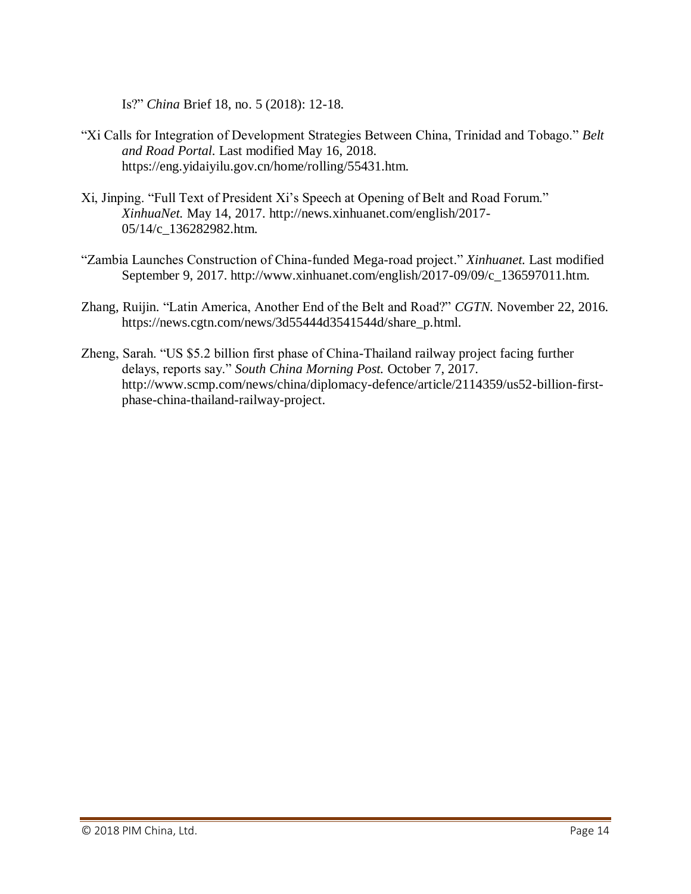Is?" *China* Brief 18, no. 5 (2018): 12-18.

"Xi Calls for Integration of Development Strategies Between China, Trinidad and Tobago." *Belt and Road Portal.* Last modified May 16, 2018. https://eng.yidaiyilu.gov.cn/home/rolling/55431.htm.

Xi, Jinping. "Full Text of President Xi's Speech at Opening of Belt and Road Forum." *XinhuaNet.* May 14, 2017. http://news.xinhuanet.com/english/2017-05/14/c_136282982.htm.

"Zambia Launches Construction of China-funded Mega-road project." *Xinhuanet.* Last modified September 9, 2017. http://www.xinhuanet.com/english/2017-09/09/c_136597011.htm.

Zhang, Ruijin. "Latin America, Another End of the Belt and Road?" *CGTN.* November 22, 2016. https://news.cgtn.com/news/3d55444d3541544d/share_p.html.

Zheng, Sarah. "US $5.2 billion first phase of China-Thailand railway project facing further delays, reports say." *South China Morning Post.* October 7, 2017. http://www.scmp.com/news/china/diplomacy-defence/article/2114359/us52-billion-first-phase-china-thailand-railway-project.